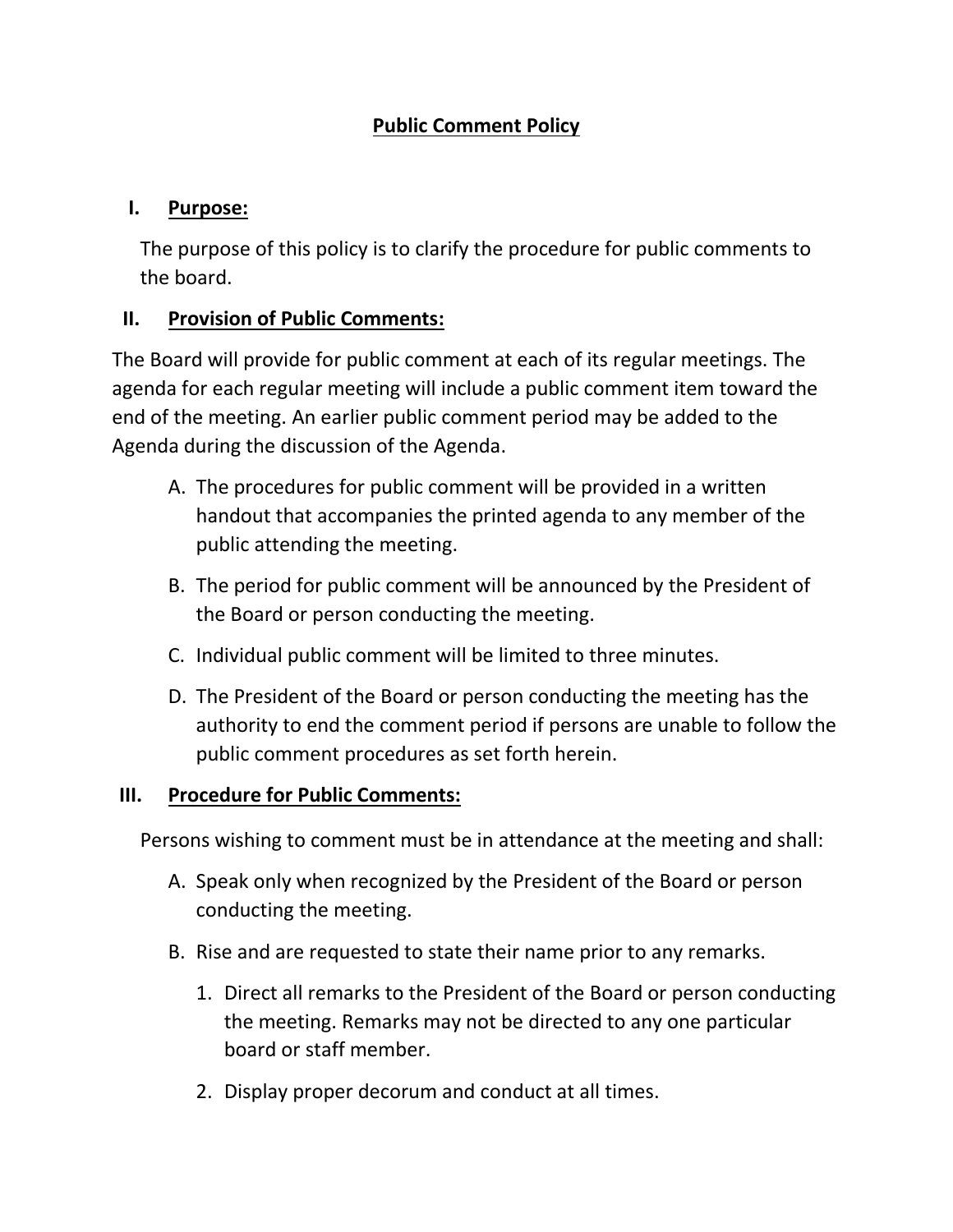# Public Comment Policy

## I. Purpose:

The purpose of this policy is to clarify the procedure for public comments to the board.

## II. Provision of Public Comments:

The Board will provide for public comment at each of its regular meetings. The agenda for each regular meeting will include a public comment item toward the end of the meeting. An earlier public comment period may be added to the Agenda during the discussion of the Agenda.

A. The procedures for public comment will be provided in a written handout that accompanies the printed agenda to any member of the public attending the meeting.

B. The period for public comment will be announced by the President of the Board or person conducting the meeting.

C. Individual public comment will be limited to three minutes.

D. The President of the Board or person conducting the meeting has the authority to end the comment period if persons are unable to follow the public comment procedures as set forth herein.

## III. Procedure for Public Comments:

Persons wishing to comment must be in attendance at the meeting and shall:

A. Speak only when recognized by the President of the Board or person conducting the meeting.

B. Rise and are requested to state their name prior to any remarks.

1. Direct all remarks to the President of the Board or person conducting the meeting. Remarks may not be directed to any one particular board or staff member.

2. Display proper decorum and conduct at all times.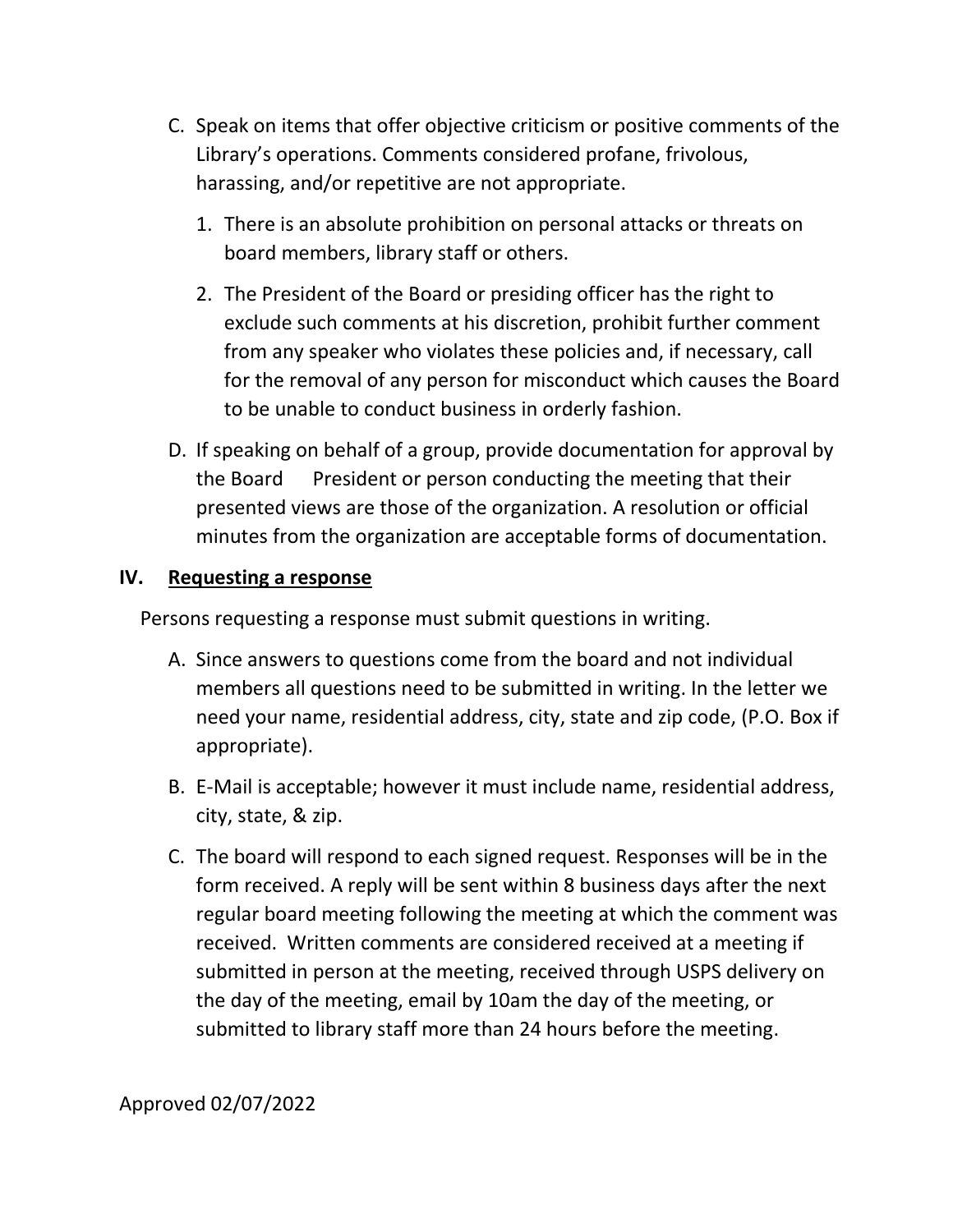C. Speak on items that offer objective criticism or positive comments of the Library's operations. Comments considered profane, frivolous, harassing, and/or repetitive are not appropriate.

   1. There is an absolute prohibition on personal attacks or threats on board members, library staff or others.
   2. The President of the Board or presiding officer has the right to exclude such comments at his discretion, prohibit further comment from any speaker who violates these policies and, if necessary, call for the removal of any person for misconduct which causes the Board to be unable to conduct business in orderly fashion.

D. If speaking on behalf of a group, provide documentation for approval by the Board President or person conducting the meeting that their presented views are those of the organization. A resolution or official minutes from the organization are acceptable forms of documentation.

## IV. Requesting a response

Persons requesting a response must submit questions in writing.

A. Since answers to questions come from the board and not individual members all questions need to be submitted in writing. In the letter we need your name, residential address, city, state and zip code, (P.O. Box if appropriate).

B. E-Mail is acceptable; however it must include name, residential address, city, state, & zip.

C. The board will respond to each signed request. Responses will be in the form received. A reply will be sent within 8 business days after the next regular board meeting following the meeting at which the comment was received. Written comments are considered received at a meeting if submitted in person at the meeting, received through USPS delivery on the day of the meeting, email by 10am the day of the meeting, or submitted to library staff more than 24 hours before the meeting.

Approved 02/07/2022